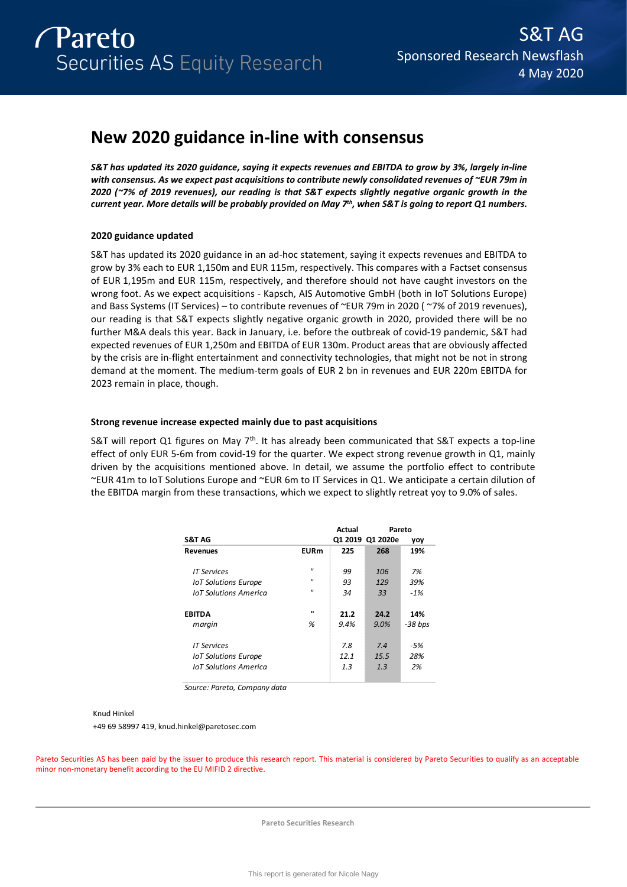# New 2020 guidance in-line with consensus

***S&T has updated its 2020 guidance, saying it expects revenues and EBITDA to grow by 3%, largely in-line with consensus. As we expect past acquisitions to contribute newly consolidated revenues of ~EUR 79m in 2020 (~7% of 2019 revenues), our reading is that S&T expects slightly negative organic growth in the current year. More details will be probably provided on May 7th, when S&T is going to report Q1 numbers.***

**2020 guidance updated**

S&T has updated its 2020 guidance in an ad-hoc statement, saying it expects revenues and EBITDA to grow by 3% each to EUR 1,150m and EUR 115m, respectively. This compares with a Factset consensus of EUR 1,195m and EUR 115m, respectively, and therefore should not have caught investors on the wrong foot. As we expect acquisitions - Kapsch, AIS Automotive GmbH (both in IoT Solutions Europe) and Bass Systems (IT Services) – to contribute revenues of ~EUR 79m in 2020 ( ~7% of 2019 revenues), our reading is that S&T expects slightly negative organic growth in 2020, provided that there will be no further M&A deals this year. Back in January, i.e. before the outbreak of covid-19 pandemic, S&T had expected revenues of EUR 1,250m and EBITDA of EUR 130m. Product areas that are obviously affected by the crisis are in-flight entertainment and connectivity technologies, that might not be not in strong demand at the moment. The medium-term goals of EUR 2 bn in revenues and EUR 220m EBITDA for 2023 remain in place, though.

**Strong revenue increase expected mainly due to past acquisitions**

S&T will report Q1 figures on May 7th. It has already been communicated that S&T expects a top-line effect of only EUR 5-6m from covid-19 for the quarter. We expect strong revenue growth in Q1, mainly driven by the acquisitions mentioned above. In detail, we assume the portfolio effect to contribute ~EUR 41m to IoT Solutions Europe and ~EUR 6m to IT Services in Q1. We anticipate a certain dilution of the EBITDA margin from these transactions, which we expect to slightly retreat yoy to 9.0% of sales.

| S&T AG | | Actual Q1 2019 | Pareto Q1 2020e | yoy |
|---|---|---|---|---|
| **Revenues** | **EURm** | **225** | **268** | **19%** |
| *IT Services* | " | *99* | *106* | *7%* |
| *IoT Solutions Europe* | " | *93* | *129* | *39%* |
| *IoT Solutions America* | " | *34* | *33* | *-1%* |
| **EBITDA** | " | **21.2** | **24.2** | **14%** |
| *margin* | *%* | *9.4%* | *9.0%* | *-38 bps* |
| *IT Services* | | *7.8* | *7.4* | *-5%* |
| *IoT Solutions Europe* | | *12.1* | *15.5* | *28%* |
| *IoT Solutions America* | | *1.3* | *1.3* | *2%* |

*Source: Pareto, Company data*

Knud Hinkel
+49 69 58997 419, knud.hinkel@paretosec.com

Pareto Securities AS has been paid by the issuer to produce this research report. This material is considered by Pareto Securities to qualify as an acceptable minor non-monetary benefit according to the EU MIFID 2 directive.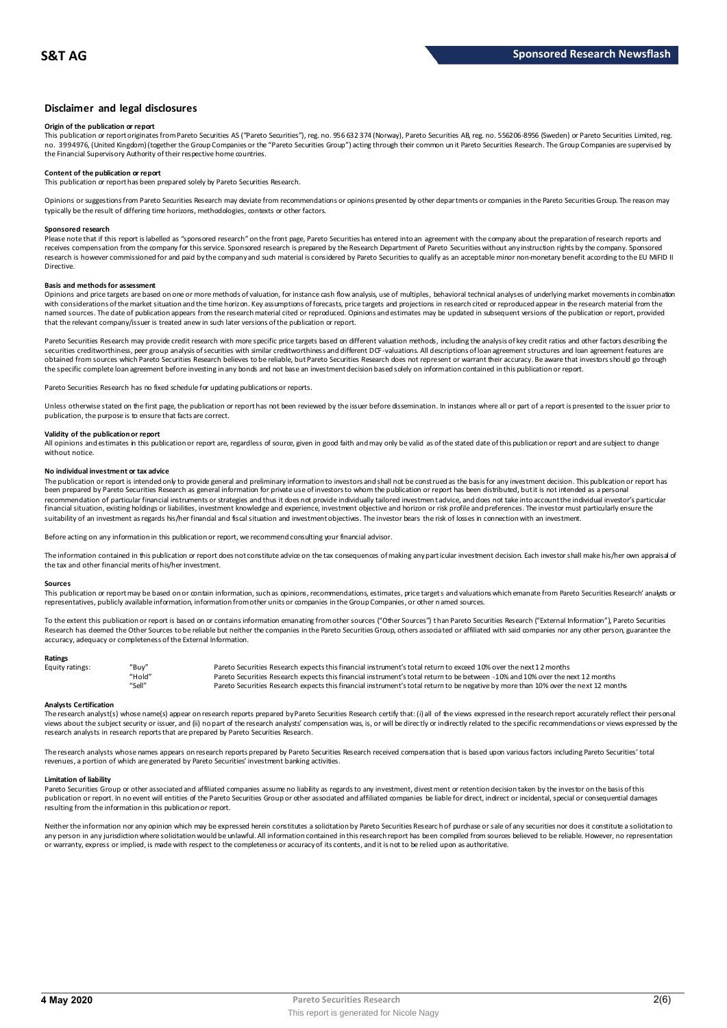## Disclaimer and legal disclosures

**Origin of the publication or report**

This publication or report originates from Pareto Securities AS ("Pareto Securities"), reg. no. 956 632 374 (Norway), Pareto Securities AB, reg. no. 556206-8956 (Sweden) or Pareto Securities Limited, reg. no. 3994976, (United Kingdom) (together the Group Companies or the "Pareto Securities Group") acting through their common unit Pareto Securities Research. The Group Companies are supervised by the Financial Supervisory Authority of their respective home countries.

**Content of the publication or report**

This publication or report has been prepared solely by Pareto Securities Research.

Opinions or suggestions from Pareto Securities Research may deviate from recommendations or opinions presented by other departments or companies in the Pareto Securities Group. The reason may typically be the result of differing time horizons, methodologies, contexts or other factors.

**Sponsored research**

Please note that if this report is labelled as "sponsored research" on the front page, Pareto Securities has entered into an agreement with the company about the preparation of research reports and receives compensation from the company for this service. Sponsored research is prepared by the Research Department of Pareto Securities without any instruction rights by the company. Sponsored research is however commissioned for and paid by the company and such material is considered by Pareto Securities to qualify as an acceptable minor non-monetary benefit according to the EU MiFID II Directive.

**Basis and methods for assessment**

Opinions and price targets are based on one or more methods of valuation, for instance cash flow analysis, use of multiples, behavioral technical analyses of underlying market movements in combination with considerations of the market situation and the time horizon. Key assumptions of forecasts, price targets and projections in research cited or reproduced appear in the research material from the named sources. The date of publication appears from the research material cited or reproduced. Opinions and estimates may be updated in subsequent versions of the publication or report, provided that the relevant company/issuer is treated anew in such later versions of the publication or report.

Pareto Securities Research may provide credit research with more specific price targets based on different valuation methods, including the analysis of key credit ratios and other factors describing the securities creditworthiness, peer group analysis of securities with similar creditworthiness and different DCF-valuations. All descriptions of loan agreement structures and loan agreement features are obtained from sources which Pareto Securities Research believes to be reliable, but Pareto Securities Research does not represent or warrant their accuracy. Be aware that investors should go through the specific complete loan agreement before investing in any bonds and not base an investment decision based solely on information contained in this publication or report.

Pareto Securities Research has no fixed schedule for updating publications or reports.

Unless otherwise stated on the first page, the publication or report has not been reviewed by the issuer before dissemination. In instances where all or part of a report is presented to the issuer prior to publication, the purpose is to ensure that facts are correct.

**Validity of the publication or report**

All opinions and estimates in this publication or report are, regardless of source, given in good faith and may only be valid as of the stated date of this publication or report and are subject to change without notice.

**No individual investment or tax advice**

The publication or report is intended only to provide general and preliminary information to investors and shall not be construed as the basis for any investment decision. This publication or report has been prepared by Pareto Securities Research as general information for private use of investors to whom the publication or report has been distributed, but it is not intended as a personal recommendation of particular financial instruments or strategies and thus it does not provide individually tailored investment advice, and does not take into account the individual investor's particular financial situation, existing holdings or liabilities, investment knowledge and experience, investment objective and horizon or risk profile and preferences. The investor must particularly ensure the suitability of an investment as regards his/her financial and fiscal situation and investment objectives. The investor bears the risk of losses in connection with an investment.

Before acting on any information in this publication or report, we recommend consulting your financial advisor.

The information contained in this publication or report does not constitute advice on the tax consequences of making any particular investment decision. Each investor shall make his/her own appraisal of the tax and other financial merits of his/her investment.

**Sources**

This publication or report may be based on or contain information, such as opinions, recommendations, estimates, price targets and valuations which emanate from Pareto Securities Research' analysts or representatives, publicly available information, information from other units or companies in the Group Companies, or other named sources.

To the extent this publication or report is based on or contains information emanating from other sources ("Other Sources") than Pareto Securities Research ("External Information"), Pareto Securities Research has deemed the Other Sources to be reliable but neither the companies in the Pareto Securities Group, others associated or affiliated with said companies nor any other person, guarantee the accuracy, adequacy or completeness of the External Information.

**Ratings**

| | | |
|---|---|---|
| Equity ratings: | "Buy" | Pareto Securities Research expects this financial instrument's total return to exceed 10% over the next 12 months |
| | "Hold" | Pareto Securities Research expects this financial instrument's total return to be between -10% and 10% over the next 12 months |
| | "Sell" | Pareto Securities Research expects this financial instrument's total return to be negative by more than 10% over the next 12 months |

**Analysts Certification**

The research analyst(s) whose name(s) appear on research reports prepared by Pareto Securities Research certify that: (i) all of the views expressed in the research report accurately reflect their personal views about the subject security or issuer, and (ii) no part of the research analysts' compensation was, is, or will be directly or indirectly related to the specific recommendations or views expressed by the research analysts in research reports that are prepared by Pareto Securities Research.

The research analysts whose names appears on research reports prepared by Pareto Securities Research received compensation that is based upon various factors including Pareto Securities' total revenues, a portion of which are generated by Pareto Securities' investment banking activities.

**Limitation of liability**

Pareto Securities Group or other associated and affiliated companies assume no liability as regards to any investment, divestment or retention decision taken by the investor on the basis of this publication or report. In no event will entities of the Pareto Securities Group or other associated and affiliated companies be liable for direct, indirect or incidental, special or consequential damages resulting from the information in this publication or report.

Neither the information nor any opinion which may be expressed herein constitutes a solicitation by Pareto Securities Research of purchase or sale of any securities nor does it constitute a solicitation to any person in any jurisdiction where solicitation would be unlawful. All information contained in this research report has been compiled from sources believed to be reliable. However, no representation or warranty, express or implied, is made with respect to the completeness or accuracy of its contents, and it is not to be relied upon as authoritative.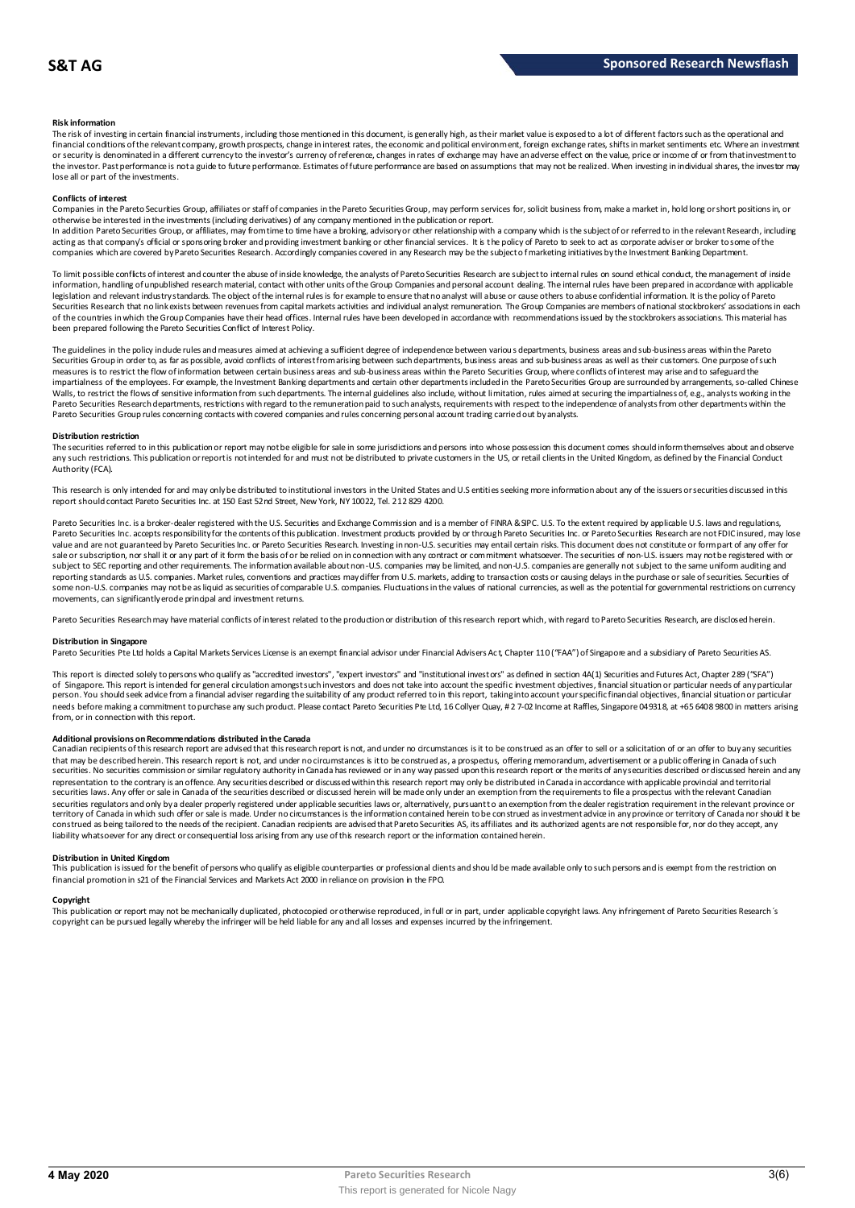### Risk information

The risk of investing in certain financial instruments, including those mentioned in this document, is generally high, as their market value is exposed to a lot of different factors such as the operational and financial conditions of the relevant company, growth prospects, change in interest rates, the economic and political environment, foreign exchange rates, shifts in market sentiments etc. Where an investment or security is denominated in a different currency to the investor's currency of reference, changes in rates of exchange may have an adverse effect on the value, price or income of or from that investment to the investor. Past performance is not a guide to future performance. Estimates of future performance are based on assumptions that may not be realized. When investing in individual shares, the investor may lose all or part of the investments.

### Conflicts of interest

Companies in the Pareto Securities Group, affiliates or staff of companies in the Pareto Securities Group, may perform services for, solicit business from, make a market in, hold long or short positions in, or otherwise be interested in the investments (including derivatives) of any company mentioned in the publication or report.

In addition Pareto Securities Group, or affiliates, may from time to time have a broking, advisory or other relationship with a company which is the subject of or referred to in the relevant Research, including acting as that company's official or sponsoring broker and providing investment banking or other financial services. It is the policy of Pareto to seek to act as corporate adviser or broker to some of the companies which are covered by Pareto Securities Research. Accordingly companies covered in any Research may be the subject of marketing initiatives by the Investment Banking Department.

To limit possible conflicts of interest and counter the abuse of inside knowledge, the analysts of Pareto Securities Research are subject to internal rules on sound ethical conduct, the management of inside information, handling of unpublished research material, contact with other units of the Group Companies and personal account dealing. The internal rules have been prepared in accordance with applicable legislation and relevant industry standards. The object of the internal rules is for example to ensure that no analyst will abuse or cause others to abuse confidential information. It is the policy of Pareto Securities Research that no link exists between revenues from capital markets activities and individual analyst remuneration. The Group Companies are members of national stockbrokers' associations in each of the countries in which the Group Companies have their head offices. Internal rules have been developed in accordance with recommendations issued by the stockbrokers associations. This material has been prepared following the Pareto Securities Conflict of Interest Policy.

The guidelines in the policy include rules and measures aimed at achieving a sufficient degree of independence between various departments, business areas and sub-business areas within the Pareto Securities Group in order to, as far as possible, avoid conflicts of interest from arising between such departments, business areas and sub-business areas as well as their customers. One purpose of such measures is to restrict the flow of information between certain business areas and sub-business areas within the Pareto Securities Group, where conflicts of interest may arise and to safeguard the impartialness of the employees. For example, the Investment Banking departments and certain other departments included in the Pareto Securities Group are surrounded by arrangements, so-called Chinese Walls, to restrict the flows of sensitive information from such departments. The internal guidelines also include, without limitation, rules aimed at securing the impartialness of, e.g., analysts working in the Pareto Securities Research departments, restrictions with regard to the remuneration paid to such analysts, requirements with respect to the independence of analysts from other departments within the Pareto Securities Group rules concerning contacts with covered companies and rules concerning personal account trading carried out by analysts.

### Distribution restriction

The securities referred to in this publication or report may not be eligible for sale in some jurisdictions and persons into whose possession this document comes should inform themselves about and observe any such restrictions. This publication or report is not intended for and must not be distributed to private customers in the US, or retail clients in the United Kingdom, as defined by the Financial Conduct Authority (FCA).

This research is only intended for and may only be distributed to institutional investors in the United States and U.S entities seeking more information about any of the issuers or securities discussed in this report should contact Pareto Securities Inc. at 150 East 52nd Street, New York, NY 10022, Tel. 212 829 4200.

Pareto Securities Inc. is a broker-dealer registered with the U.S. Securities and Exchange Commission and is a member of FINRA & SIPC. U.S. To the extent required by applicable U.S. laws and regulations, Pareto Securities Inc. accepts responsibility for the contents of this publication. Investment products provided by or through Pareto Securities Inc. or Pareto Securities Research are not FDIC insured, may lose value and are not guaranteed by Pareto Securities Inc. or Pareto Securities Research. Investing in non-U.S. securities may entail certain risks. This document does not constitute or form part of any offer for sale or subscription, nor shall it or any part of it form the basis of or be relied on in connection with any contract or commitment whatsoever. The securities of non-U.S. issuers may not be registered with or subject to SEC reporting and other requirements. The information available about non-U.S. companies may be limited, and non-U.S. companies are generally not subject to the same uniform auditing and reporting standards as U.S. companies. Market rules, conventions and practices may differ from U.S. markets, adding to transaction costs or causing delays in the purchase or sale of securities. Securities of some non-U.S. companies may not be as liquid as securities of comparable U.S. companies. Fluctuations in the values of national currencies, as well as the potential for governmental restrictions on currency movements, can significantly erode principal and investment returns.

Pareto Securities Research may have material conflicts of interest related to the production or distribution of this research report which, with regard to Pareto Securities Research, are disclosed herein.

### Distribution in Singapore

Pareto Securities Pte Ltd holds a Capital Markets Services License is an exempt financial advisor under Financial Advisers Act, Chapter 110 ("FAA") of Singapore and a subsidiary of Pareto Securities AS.

This report is directed solely to persons who qualify as "accredited investors", "expert investors" and "institutional investors" as defined in section 4A(1) Securities and Futures Act, Chapter 289 ("SFA") of Singapore. This report is intended for general circulation amongst such investors and does not take into account the specific investment objectives, financial situation or particular needs of any particular person. You should seek advice from a financial adviser regarding the suitability of any product referred to in this report, taking into account your specific financial objectives, financial situation or particular needs before making a commitment to purchase any such product. Please contact Pareto Securities Pte Ltd, 16 Collyer Quay, # 2 7-02 Income at Raffles, Singapore 049318, at +65 6408 9800 in matters arising from, or in connection with this report.

### Additional provisions on Recommendations distributed in the Canada

Canadian recipients of this research report are advised that this research report is not, and under no circumstances is it to be construed as an offer to sell or a solicitation of or an offer to buy any securities that may be described herein. This research report is not, and under no circumstances is it to be construed as, a prospectus, offering memorandum, advertisement or a public offering in Canada of such securities. No securities commission or similar regulatory authority in Canada has reviewed or in any way passed upon this research report or the merits of any securities described or discussed herein and any representation to the contrary is an offence. Any securities described or discussed within this research report may only be distributed in Canada in accordance with applicable provincial and territorial securities laws. Any offer or sale in Canada of the securities described or discussed herein will be made only under an exemption from the requirements to file a prospectus with the relevant Canadian securities regulators and only by a dealer properly registered under applicable securities laws or, alternatively, pursuant to an exemption from the dealer registration requirement in the relevant province or territory of Canada in which such offer or sale is made. Under no circumstances is the information contained herein to be construed as investment advice in any province or territory of Canada nor should it be construed as being tailored to the needs of the recipient. Canadian recipients are advised that Pareto Securities AS, its affiliates and its authorized agents are not responsible for, nor do they accept, any liability whatsoever for any direct or consequential loss arising from any use of this research report or the information contained herein.

### Distribution in United Kingdom

This publication is issued for the benefit of persons who qualify as eligible counterparties or professional clients and should be made available only to such persons and is exempt from the restriction on financial promotion in s21 of the Financial Services and Markets Act 2000 in reliance on provision in the FPO.

### Copyright

This publication or report may not be mechanically duplicated, photocopied or otherwise reproduced, in full or in part, under applicable copyright laws. Any infringement of Pareto Securities Research´s copyright can be pursued legally whereby the infringer will be held liable for any and all losses and expenses incurred by the infringement.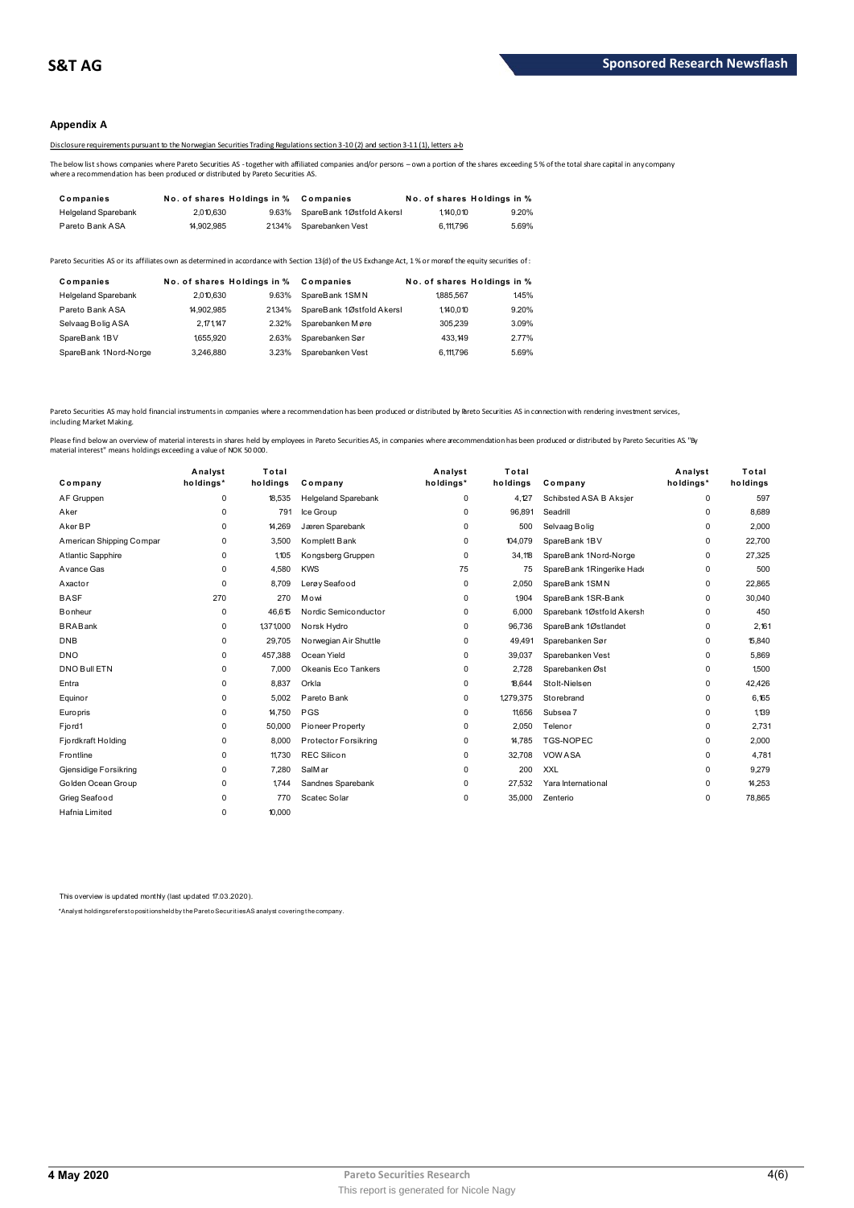## Appendix A

Disclosure requirements pursuant to the Norwegian Securities Trading Regulations section 3-10 (2) and section 3-11 (1), letters a-b

The below list shows companies where Pareto Securities AS - together with affiliated companies and/or persons – own a portion of the shares exceeding 5 % of the total share capital in any company where a recommendation has been produced or distributed by Pareto Securities AS.

| Companies | No. of shares | Holdings in % | Companies | No. of shares | Holdings in % |
|---|---|---|---|---|---|
| Helgeland Sparebank | 2,010,630 | 9.63% | SpareBank 1Østfold Akersl | 1,140,010 | 9.20% |
| Pareto Bank ASA | 14,902,985 | 21.34% | Sparebanken Vest | 6,111,796 | 5.69% |

Pareto Securities AS or its affiliates own as determined in accordance with Section 13(d) of the US Exchange Act, 1 % or more of the equity securities of :

| Companies | No. of shares | Holdings in % | Companies | No. of shares | Holdings in % |
|---|---|---|---|---|---|
| Helgeland Sparebank | 2,010,630 | 9.63% | SpareBank 1SMN | 1,885,567 | 1.45% |
| Pareto Bank ASA | 14,902,985 | 21.34% | SpareBank 1Østfold Akersl | 1,140,010 | 9.20% |
| Selvaag Bolig ASA | 2,171,147 | 2.32% | Sparebanken Møre | 305,239 | 3.09% |
| SpareBank 1BV | 1,655,920 | 2.63% | Sparebanken Sør | 433,149 | 2.77% |
| SpareBank 1Nord-Norge | 3,246,880 | 3.23% | Sparebanken Vest | 6,111,796 | 5.69% |

Pareto Securities AS may hold financial instruments in companies where a recommendation has been produced or distributed by Pareto Securities AS in connection with rendering investment services, including Market Making.

Please find below an overview of material interests in shares held by employees in Pareto Securities AS, in companies where a recommendation has been produced or distributed by Pareto Securities AS. "By material interest" means holdings exceeding a value of NOK 50 000.

| Company | Analyst holdings* | Total holdings | Company | Analyst holdings* | Total holdings | Company | Analyst holdings* | Total holdings |
|---|---|---|---|---|---|---|---|---|
| AF Gruppen | 0 | 18,535 | Helgeland Sparebank | 0 | 4,127 | Schibsted ASA B Aksjer | 0 | 597 |
| Aker | 0 | 791 | Ice Group | 0 | 96,891 | Seadrill | 0 | 8,689 |
| Aker BP | 0 | 14,269 | Jæren Sparebank | 0 | 500 | Selvaag Bolig | 0 | 2,000 |
| American Shipping Compar | 0 | 3,500 | Komplett Bank | 0 | 104,079 | SpareBank 1BV | 0 | 22,700 |
| Atlantic Sapphire | 0 | 1,105 | Kongsberg Gruppen | 0 | 34,118 | SpareBank 1Nord-Norge | 0 | 27,325 |
| Avance Gas | 0 | 4,580 | KWS | 75 | 75 | SpareBank 1Ringerike Hade | 0 | 500 |
| Axactor | 0 | 8,709 | Lerøy Seafood | 0 | 2,050 | SpareBank 1SMN | 0 | 22,865 |
| BASF | 270 | 270 | Mowi | 0 | 1,904 | SpareBank 1SR-Bank | 0 | 30,040 |
| Bonheur | 0 | 46,615 | Nordic Semiconductor | 0 | 6,000 | Sparebank 1Østfold Akersh | 0 | 450 |
| BRABank | 0 | 1,371,000 | Norsk Hydro | 0 | 96,736 | SpareBank 1Østlandet | 0 | 2,161 |
| DNB | 0 | 29,705 | Norwegian Air Shuttle | 0 | 49,491 | Sparebanken Sør | 0 | 15,840 |
| DNO | 0 | 457,388 | Ocean Yield | 0 | 39,037 | Sparebanken Vest | 0 | 5,869 |
| DNO Bull ETN | 0 | 7,000 | Okeanis Eco Tankers | 0 | 2,728 | Sparebanken Øst | 0 | 1,500 |
| Entra | 0 | 8,837 | Orkla | 0 | 18,644 | Stolt-Nielsen | 0 | 42,426 |
| Equinor | 0 | 5,002 | Pareto Bank | 0 | 1,279,375 | Storebrand | 0 | 6,165 |
| Europris | 0 | 14,750 | PGS | 0 | 11,656 | Subsea 7 | 0 | 1,139 |
| Fjord1 | 0 | 50,000 | Pioneer Property | 0 | 2,050 | Telenor | 0 | 2,731 |
| Fjordkraft Holding | 0 | 8,000 | Protector Forsikring | 0 | 14,785 | TGS-NOPEC | 0 | 2,000 |
| Frontline | 0 | 11,730 | REC Silicon | 0 | 32,708 | VOW ASA | 0 | 4,781 |
| Gjensidige Forsikring | 0 | 7,280 | SalMar | 0 | 200 | XXL | 0 | 9,279 |
| Golden Ocean Group | 0 | 1,744 | Sandnes Sparebank | 0 | 27,532 | Yara International | 0 | 14,253 |
| Grieg Seafood | 0 | 770 | Scatec Solar | 0 | 35,000 | Zenterio | 0 | 78,865 |
| Hafnia Limited | 0 | 10,000 | | | | | | |

This overview is updated monthly (last updated 17.03.2020).

*Analyst holdings refers to positions held by the Pareto Securities AS analyst covering the company.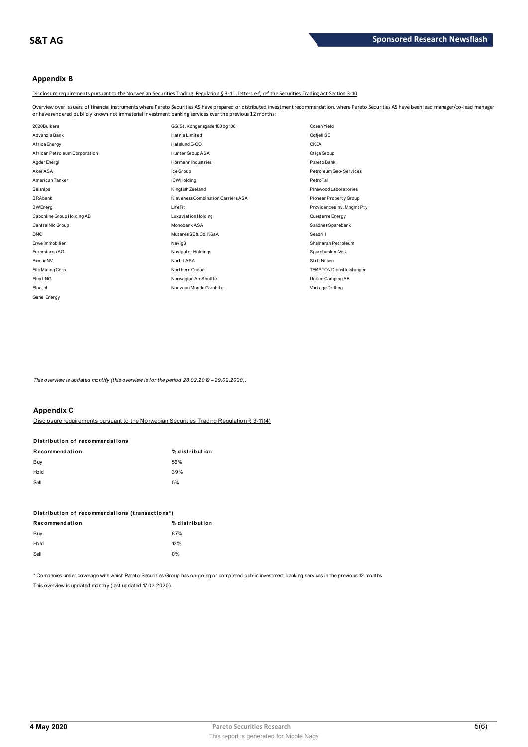## Appendix B

Disclosure requirements pursuant to the Norwegian Securities Trading Regulation § 3-11, letters e-f, ref the Securities Trading Act Section 3-10

Overview over issuers of financial instruments where Pareto Securities AS have prepared or distributed investment recommendation, where Pareto Securities AS have been lead manager/co-lead manager or have rendered publicly known not immaterial investment banking services over the previous 12 months:

| | | |
|---|---|---|
| 2020Bulkers | GG. St. Kongensgade 100 og 106 | Ocean Yield |
| Advanzia Bank | Hafnia Limited | Odfjell SE |
| Africa Energy | Hafslund E-CO | OKEA |
| African Petroleum Corporation | Hunter Group ASA | Otiga Group |
| Agder Energi | Hörmann Industries | Pareto Bank |
| Aker ASA | Ice Group | Petroleum Geo-Services |
| American Tanker | ICW Holding | PetroTal |
| Belships | Kingfish Zeeland | Pinewood Laboratories |
| BRAbank | Klaveness Combination Carriers ASA | Pioneer Property Group |
| BW Energi | LifeFit | Providences Inv. Mngmt Pty |
| Cabonline Group Holding AB | Luxaviation Holding | Questerre Energy |
| CentralNic Group | Monobank ASA | Sandnes Sparebank |
| DNO | Mutares SE & Co. KGaA | Seadrill |
| Erwe Immobilien | Navig8 | Shamaran Petroleum |
| Euromicron AG | Navigator Holdings | Sparebanken Vest |
| Exmar NV | Norbit ASA | Stolt Nilsen |
| Filo Mining Corp | Northern Ocean | TEMPTON Dienstleistungen |
| Flex LNG | Norwegian Air Shuttle | United Camping AB |
| Floatel | Nouveau Monde Graphite | Vantage Drilling |
| Genel Energy | | |

*This overview is updated monthly (this overview is for the period 28.02.2019 – 29.02.2020).*

## Appendix C

Disclosure requirements pursuant to the Norwegian Securities Trading Regulation § 3-11(4)

**Distribution of recommendations**

| Recommendation | % distribution |
|---|---|
| Buy | 56% |
| Hold | 39% |
| Sell | 5% |

**Distribution of recommendations (transactions*)**

| Recommendation | % distribution |
|---|---|
| Buy | 87% |
| Hold | 13% |
| Sell | 0% |

* Companies under coverage with which Pareto Securities Group has on-going or completed public investment banking services in the previous 12 months

This overview is updated monthly (last updated 17.03.2020).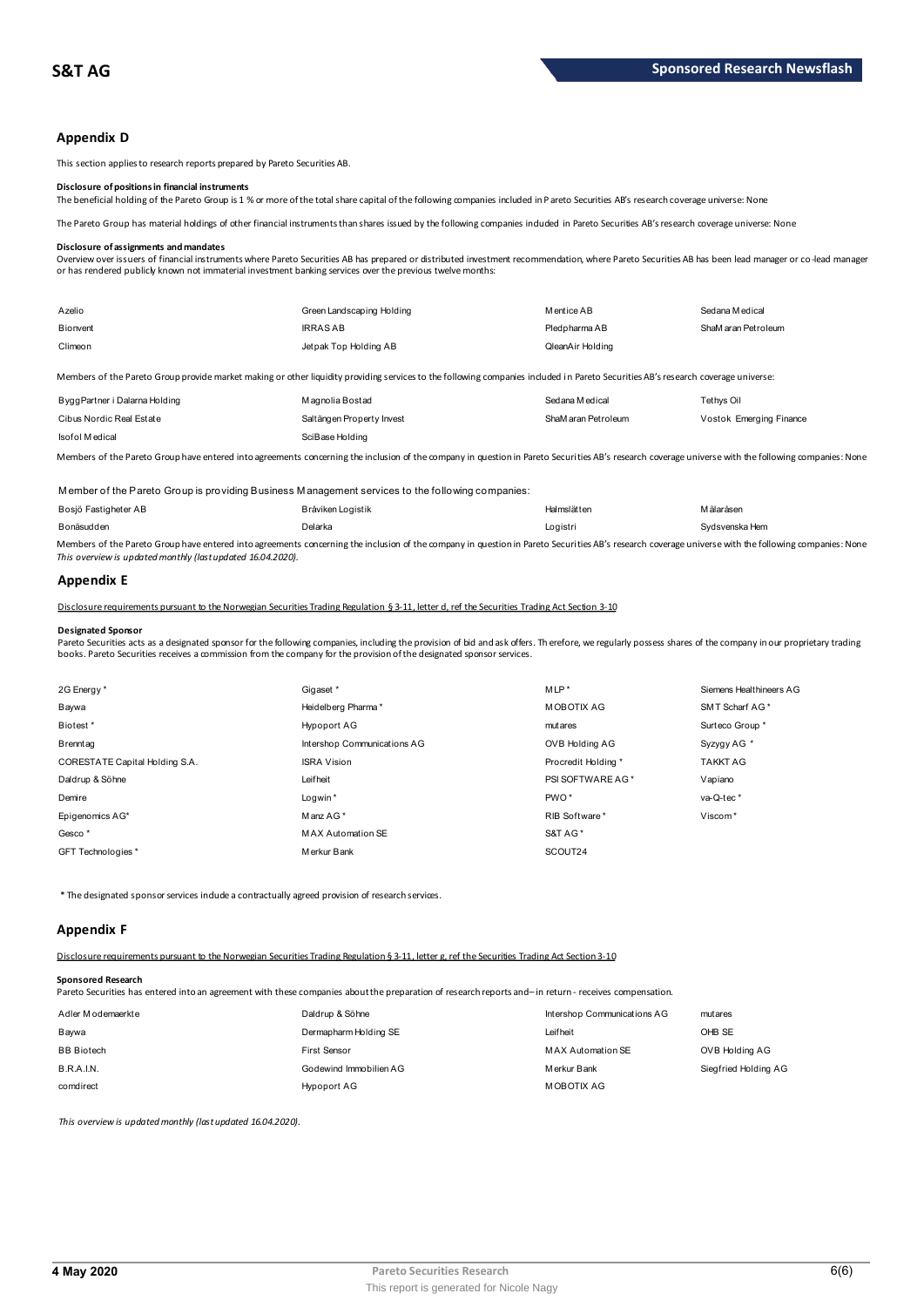## Appendix D

This section applies to research reports prepared by Pareto Securities AB.

**Disclosure of positions in financial instruments**

The beneficial holding of the Pareto Group is 1 % or more of the total share capital of the following companies included in Pareto Securities AB's research coverage universe: None

The Pareto Group has material holdings of other financial instruments than shares issued by the following companies included in Pareto Securities AB's research coverage universe: None

**Disclosure of assignments and mandates**

Overview over issuers of financial instruments where Pareto Securities AB has prepared or distributed investment recommendation, where Pareto Securities AB has been lead manager or co-lead manager or has rendered publicly known not immaterial investment banking services over the previous twelve months:

| | | | |
|---|---|---|---|
| Azelio | Green Landscaping Holding | Mentice AB | Sedana Medical |
| Bionvent | IRRAS AB | Pledpharma AB | ShaMaran Petroleum |
| Climeon | Jetpak Top Holding AB | QleanAir Holding | |

Members of the Pareto Group provide market making or other liquidity providing services to the following companies included in Pareto Securities AB's research coverage universe:

| | | | |
|---|---|---|---|
| ByggPartner i Dalarna Holding | Magnolia Bostad | Sedana Medical | Tethys Oil |
| Cibus Nordic Real Estate | Saltängen Property Invest | ShaMaran Petroleum | Vostok Emerging Finance |
| Isofol Medical | SciBase Holding | | |

Members of the Pareto Group have entered into agreements concerning the inclusion of the company in question in Pareto Securities AB's research coverage universe with the following companies: None

Member of the Pareto Group is providing Business Management services to the following companies:

| | | | |
|---|---|---|---|
| Bosjö Fastigheter AB | Bråviken Logistik | Halmslätten | Mälaråsen |
| Bonäsudden | Delarka | Logistri | Sydsvenska Hem |

Members of the Pareto Group have entered into agreements concerning the inclusion of the company in question in Pareto Securities AB's research coverage universe with the following companies: None

*This overview is updated monthly (last updated 16.04.2020).*

## Appendix E

Disclosure requirements pursuant to the Norwegian Securities Trading Regulation § 3-11, letter d, ref the Securities Trading Act Section 3-10

**Designated Sponsor**

Pareto Securities acts as a designated sponsor for the following companies, including the provision of bid and ask offers. Therefore, we regularly possess shares of the company in our proprietary trading books. Pareto Securities receives a commission from the company for the provision of the designated sponsor services.

| | | | |
|---|---|---|---|
| 2G Energy * | Gigaset * | MLP * | Siemens Healthineers AG |
| Baywa | Heidelberg Pharma * | MOBOTIX AG | SMT Scharf AG * |
| Biotest * | Hypoport AG | mutares | Surteco Group * |
| Brenntag | Intershop Communications AG | OVB Holding AG | Syzygy AG * |
| CORESTATE Capital Holding S.A. | ISRA Vision | Procredit Holding * | TAKKT AG |
| Daldrup & Söhne | Leifheit | PSI SOFTWARE AG * | Vapiano |
| Demire | Logwin * | PWO * | va-Q-tec * |
| Epigenomics AG* | Manz AG * | RIB Software * | Viscom * |
| Gesco * | MAX Automation SE | S&T AG * | |
| GFT Technologies * | Merkur Bank | SCOUT24 | |

\* The designated sponsor services include a contractually agreed provision of research services.

## Appendix F

Disclosure requirements pursuant to the Norwegian Securities Trading Regulation § 3-11, letter g, ref the Securities Trading Act Section 3-10

**Sponsored Research**

Pareto Securities has entered into an agreement with these companies about the preparation of research reports and – in return - receives compensation.

| | | | |
|---|---|---|---|
| Adler Modemaerkte | Daldrup & Söhne | Intershop Communications AG | mutares |
| Baywa | Dermapharm Holding SE | Leifheit | OHB SE |
| BB Biotech | First Sensor | MAX Automation SE | OVB Holding AG |
| B.R.A.I.N. | Godewind Immobilien AG | Merkur Bank | Siegfried Holding AG |
| comdirect | Hypoport AG | MOBOTIX AG | |

*This overview is updated monthly (last updated 16.04.2020).*